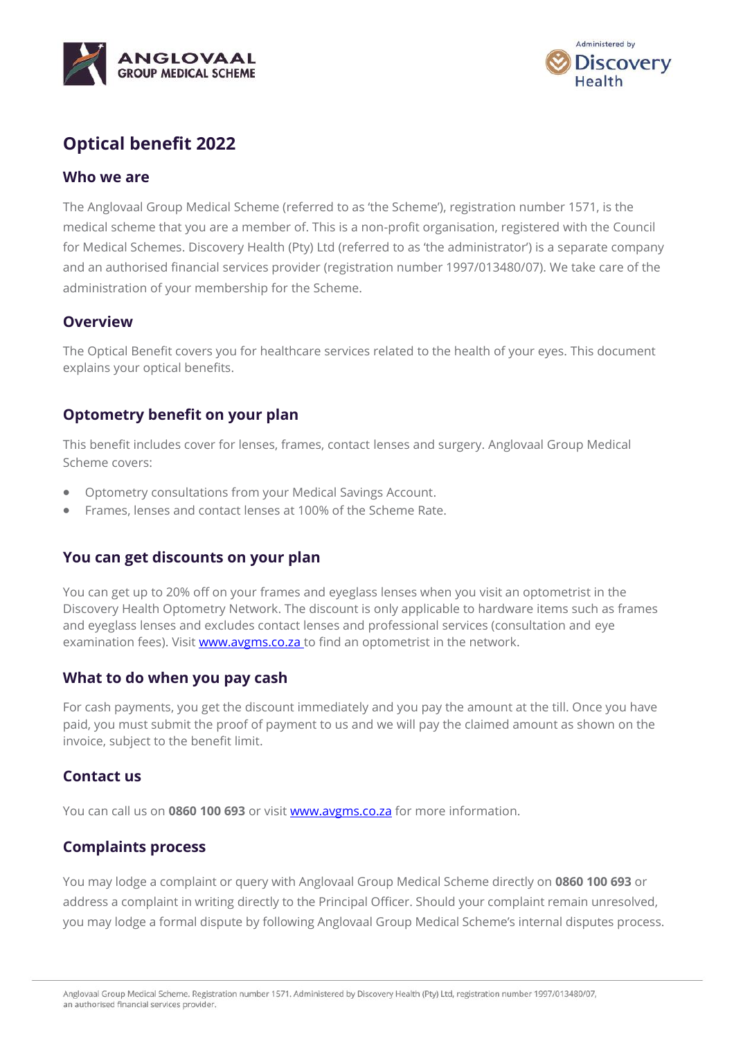# Optical benefit 2022

## Who we are

The Anglovaal Group Medical Scheme (referred to as 'the Scheme'), registration number 1571, is the medical scheme that you are a member of. This is a non-profit organisation, registered with the Council for Medical Schemes. Discovery Health (Pty) Ltd (referred to as 'the administrator') is a separate company and an authorised financial services provider (registration number 1997/013480/07). We take care of the administration of your membership for the Scheme.

## Overview

The Optical Benefit covers you for healthcare services related to the health of your eyes. This document explains your optical benefits.

## Optometry benefit on your plan

This benefit includes cover for lenses, frames, contact lenses and surgery. Anglovaal Group Medical Scheme covers:

- Optometry consultations from your Medical Savings Account.
- Frames, lenses and contact lenses at 100% of the Scheme Rate.

## You can get discounts on your plan

You can get up to 20% off on your frames and eyeglass lenses when you visit an optometrist in the Discovery Health Optometry Network. The discount is only applicable to hardware items such as frames and eyeglass lenses and excludes contact lenses and professional services (consultation and eye examination fees). Visit www.avgms.co.za to find an optometrist in the network.

## What to do when you pay cash

For cash payments, you get the discount immediately and you pay the amount at the till. Once you have paid, you must submit the proof of payment to us and we will pay the claimed amount as shown on the invoice, subject to the benefit limit.

## Contact us

You can call us on **0860 100 693** or visit www.avgms.co.za for more information.

## Complaints process

You may lodge a complaint or query with Anglovaal Group Medical Scheme directly on **0860 100 693** or address a complaint in writing directly to the Principal Officer. Should your complaint remain unresolved, you may lodge a formal dispute by following Anglovaal Group Medical Scheme's internal disputes process.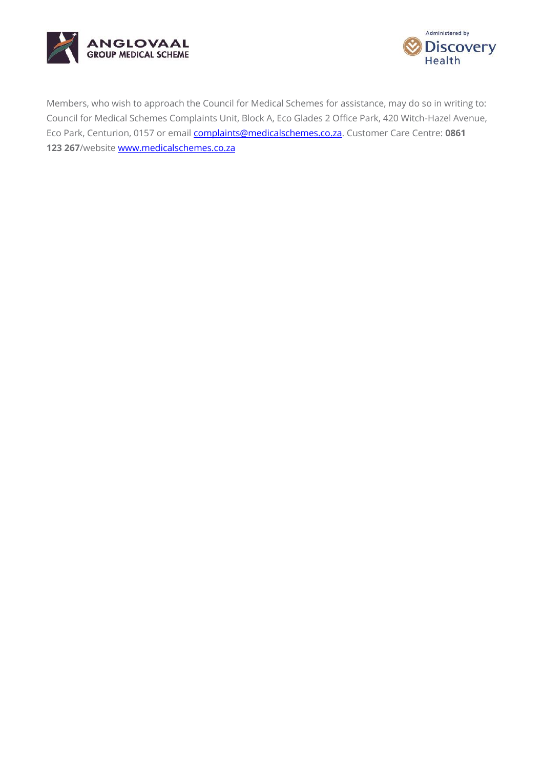Members, who wish to approach the Council for Medical Schemes for assistance, may do so in writing to: Council for Medical Schemes Complaints Unit, Block A, Eco Glades 2 Office Park, 420 Witch-Hazel Avenue, Eco Park, Centurion, 0157 or email complaints@medicalschemes.co.za. Customer Care Centre: **0861 123 267**/website www.medicalschemes.co.za